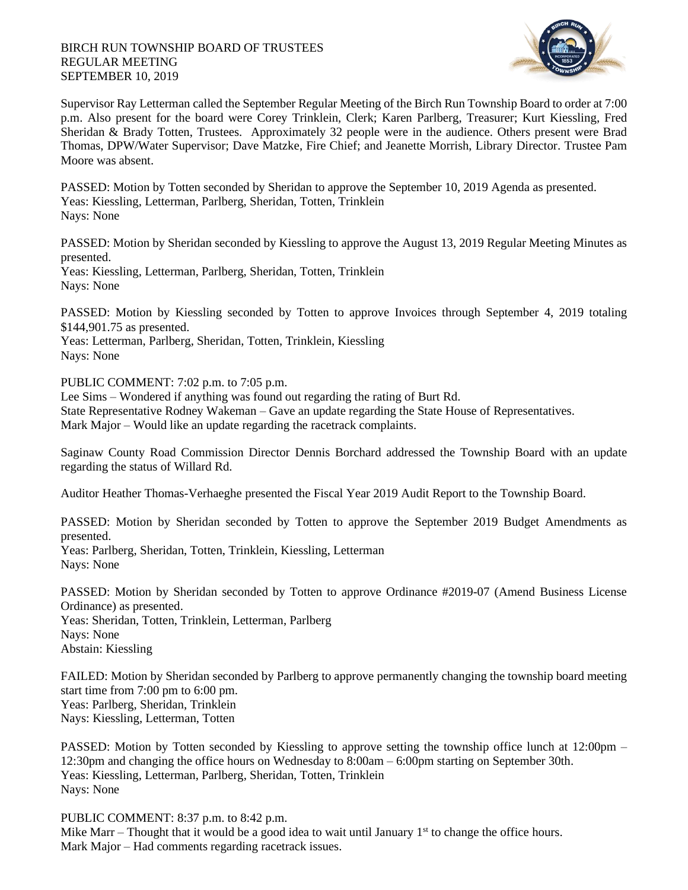BIRCH RUN TOWNSHIP BOARD OF TRUSTEES
REGULAR MEETING
SEPTEMBER 10, 2019

Supervisor Ray Letterman called the September Regular Meeting of the Birch Run Township Board to order at 7:00 p.m. Also present for the board were Corey Trinklein, Clerk; Karen Parlberg, Treasurer; Kurt Kiessling, Fred Sheridan & Brady Totten, Trustees. Approximately 32 people were in the audience. Others present were Brad Thomas, DPW/Water Supervisor; Dave Matzke, Fire Chief; and Jeanette Morrish, Library Director. Trustee Pam Moore was absent.

PASSED: Motion by Totten seconded by Sheridan to approve the September 10, 2019 Agenda as presented.
Yeas: Kiessling, Letterman, Parlberg, Sheridan, Totten, Trinklein
Nays: None

PASSED: Motion by Sheridan seconded by Kiessling to approve the August 13, 2019 Regular Meeting Minutes as presented.
Yeas: Kiessling, Letterman, Parlberg, Sheridan, Totten, Trinklein
Nays: None

PASSED: Motion by Kiessling seconded by Totten to approve Invoices through September 4, 2019 totaling $144,901.75 as presented.
Yeas: Letterman, Parlberg, Sheridan, Totten, Trinklein, Kiessling
Nays: None

PUBLIC COMMENT: 7:02 p.m. to 7:05 p.m.
Lee Sims – Wondered if anything was found out regarding the rating of Burt Rd.
State Representative Rodney Wakeman – Gave an update regarding the State House of Representatives.
Mark Major – Would like an update regarding the racetrack complaints.

Saginaw County Road Commission Director Dennis Borchard addressed the Township Board with an update regarding the status of Willard Rd.

Auditor Heather Thomas-Verhaeghe presented the Fiscal Year 2019 Audit Report to the Township Board.

PASSED: Motion by Sheridan seconded by Totten to approve the September 2019 Budget Amendments as presented.
Yeas: Parlberg, Sheridan, Totten, Trinklein, Kiessling, Letterman
Nays: None

PASSED: Motion by Sheridan seconded by Totten to approve Ordinance #2019-07 (Amend Business License Ordinance) as presented.
Yeas: Sheridan, Totten, Trinklein, Letterman, Parlberg
Nays: None
Abstain: Kiessling

FAILED: Motion by Sheridan seconded by Parlberg to approve permanently changing the township board meeting start time from 7:00 pm to 6:00 pm.
Yeas: Parlberg, Sheridan, Trinklein
Nays: Kiessling, Letterman, Totten

PASSED: Motion by Totten seconded by Kiessling to approve setting the township office lunch at 12:00pm – 12:30pm and changing the office hours on Wednesday to 8:00am – 6:00pm starting on September 30th.
Yeas: Kiessling, Letterman, Parlberg, Sheridan, Totten, Trinklein
Nays: None

PUBLIC COMMENT: 8:37 p.m. to 8:42 p.m.
Mike Marr – Thought that it would be a good idea to wait until January 1st to change the office hours.
Mark Major – Had comments regarding racetrack issues.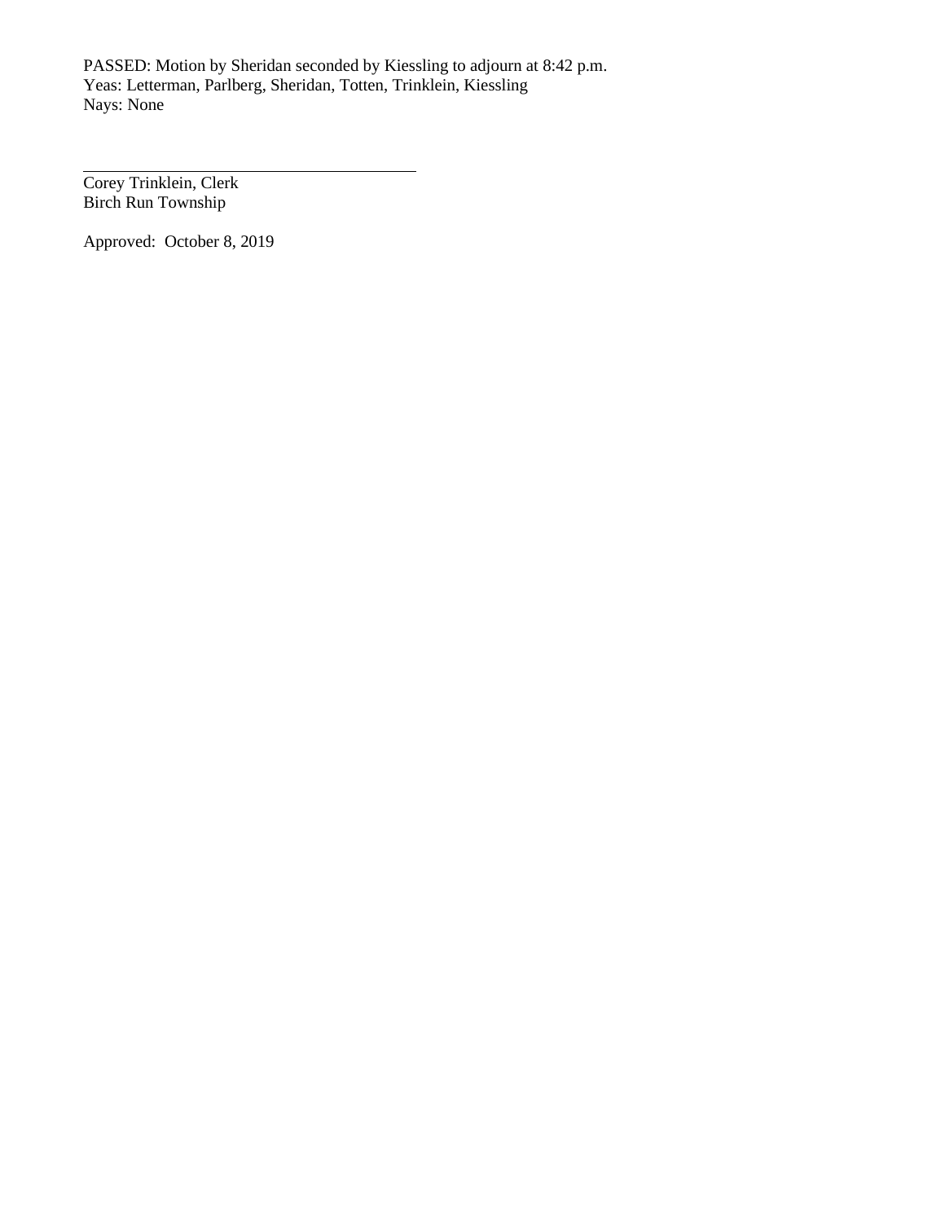PASSED: Motion by Sheridan seconded by Kiessling to adjourn at 8:42 p.m.
Yeas: Letterman, Parlberg, Sheridan, Totten, Trinklein, Kiessling
Nays: None

\_\_\_\_\_\_\_\_\_\_\_\_\_\_\_\_\_\_\_\_\_\_\_\_\_\_\_\_\_\_\_\_\_\_\_\_\_\_\_\_

Corey Trinklein, Clerk
Birch Run Township

Approved: October 8, 2019